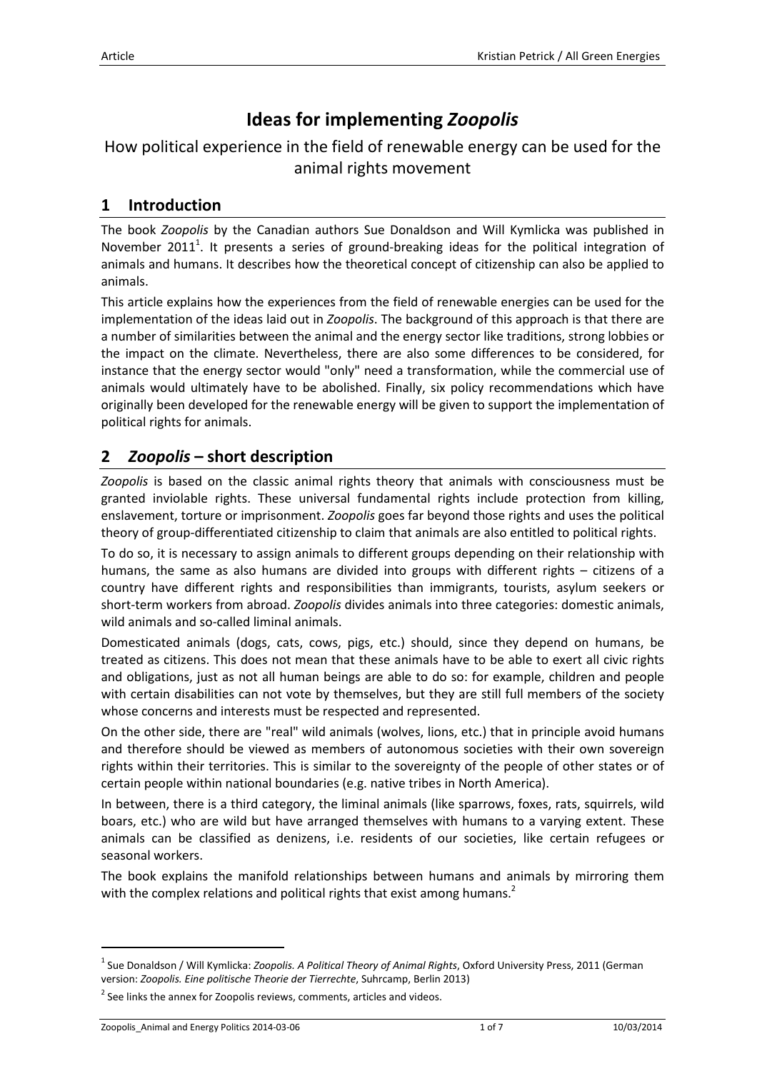# Ideas for implementing *Zoopolis*

How political experience in the field of renewable energy can be used for the animal rights movement

## 1 Introduction

The book *Zoopolis* by the Canadian authors Sue Donaldson and Will Kymlicka was published in November 2011[1]. It presents a series of ground-breaking ideas for the political integration of animals and humans. It describes how the theoretical concept of citizenship can also be applied to animals.

This article explains how the experiences from the field of renewable energies can be used for the implementation of the ideas laid out in *Zoopolis*. The background of this approach is that there are a number of similarities between the animal and the energy sector like traditions, strong lobbies or the impact on the climate. Nevertheless, there are also some differences to be considered, for instance that the energy sector would "only" need a transformation, while the commercial use of animals would ultimately have to be abolished. Finally, six policy recommendations which have originally been developed for the renewable energy will be given to support the implementation of political rights for animals.

## 2 *Zoopolis* – short description

*Zoopolis* is based on the classic animal rights theory that animals with consciousness must be granted inviolable rights. These universal fundamental rights include protection from killing, enslavement, torture or imprisonment. *Zoopolis* goes far beyond those rights and uses the political theory of group-differentiated citizenship to claim that animals are also entitled to political rights.

To do so, it is necessary to assign animals to different groups depending on their relationship with humans, the same as also humans are divided into groups with different rights – citizens of a country have different rights and responsibilities than immigrants, tourists, asylum seekers or short-term workers from abroad. *Zoopolis* divides animals into three categories: domestic animals, wild animals and so-called liminal animals.

Domesticated animals (dogs, cats, cows, pigs, etc.) should, since they depend on humans, be treated as citizens. This does not mean that these animals have to be able to exert all civic rights and obligations, just as not all human beings are able to do so: for example, children and people with certain disabilities can not vote by themselves, but they are still full members of the society whose concerns and interests must be respected and represented.

On the other side, there are "real" wild animals (wolves, lions, etc.) that in principle avoid humans and therefore should be viewed as members of autonomous societies with their own sovereign rights within their territories. This is similar to the sovereignty of the people of other states or of certain people within national boundaries (e.g. native tribes in North America).

In between, there is a third category, the liminal animals (like sparrows, foxes, rats, squirrels, wild boars, etc.) who are wild but have arranged themselves with humans to a varying extent. These animals can be classified as denizens, i.e. residents of our societies, like certain refugees or seasonal workers.

The book explains the manifold relationships between humans and animals by mirroring them with the complex relations and political rights that exist among humans.[2]

---

[1] Sue Donaldson / Will Kymlicka: *Zoopolis. A Political Theory of Animal Rights*, Oxford University Press, 2011 (German version: *Zoopolis. Eine politische Theorie der Tierrechte*, Suhrcamp, Berlin 2013)

[2] See links the annex for Zoopolis reviews, comments, articles and videos.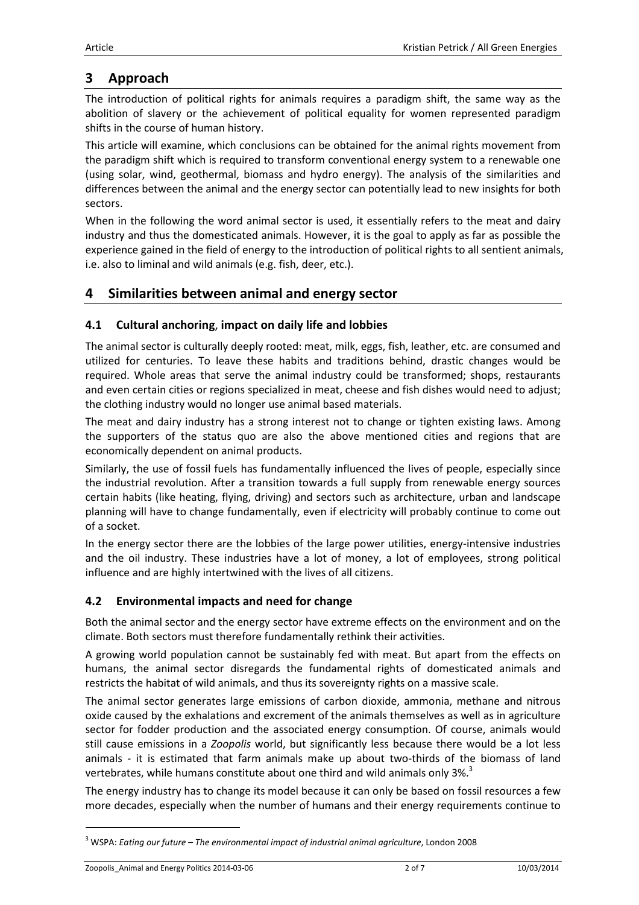## 3 Approach

The introduction of political rights for animals requires a paradigm shift, the same way as the abolition of slavery or the achievement of political equality for women represented paradigm shifts in the course of human history.

This article will examine, which conclusions can be obtained for the animal rights movement from the paradigm shift which is required to transform conventional energy system to a renewable one (using solar, wind, geothermal, biomass and hydro energy). The analysis of the similarities and differences between the animal and the energy sector can potentially lead to new insights for both sectors.

When in the following the word animal sector is used, it essentially refers to the meat and dairy industry and thus the domesticated animals. However, it is the goal to apply as far as possible the experience gained in the field of energy to the introduction of political rights to all sentient animals, i.e. also to liminal and wild animals (e.g. fish, deer, etc.).

## 4 Similarities between animal and energy sector

### 4.1 Cultural anchoring, impact on daily life and lobbies

The animal sector is culturally deeply rooted: meat, milk, eggs, fish, leather, etc. are consumed and utilized for centuries. To leave these habits and traditions behind, drastic changes would be required. Whole areas that serve the animal industry could be transformed; shops, restaurants and even certain cities or regions specialized in meat, cheese and fish dishes would need to adjust; the clothing industry would no longer use animal based materials.

The meat and dairy industry has a strong interest not to change or tighten existing laws. Among the supporters of the status quo are also the above mentioned cities and regions that are economically dependent on animal products.

Similarly, the use of fossil fuels has fundamentally influenced the lives of people, especially since the industrial revolution. After a transition towards a full supply from renewable energy sources certain habits (like heating, flying, driving) and sectors such as architecture, urban and landscape planning will have to change fundamentally, even if electricity will probably continue to come out of a socket.

In the energy sector there are the lobbies of the large power utilities, energy-intensive industries and the oil industry. These industries have a lot of money, a lot of employees, strong political influence and are highly intertwined with the lives of all citizens.

### 4.2 Environmental impacts and need for change

Both the animal sector and the energy sector have extreme effects on the environment and on the climate. Both sectors must therefore fundamentally rethink their activities.

A growing world population cannot be sustainably fed with meat. But apart from the effects on humans, the animal sector disregards the fundamental rights of domesticated animals and restricts the habitat of wild animals, and thus its sovereignty rights on a massive scale.

The animal sector generates large emissions of carbon dioxide, ammonia, methane and nitrous oxide caused by the exhalations and excrement of the animals themselves as well as in agriculture sector for fodder production and the associated energy consumption. Of course, animals would still cause emissions in a *Zoopolis* world, but significantly less because there would be a lot less animals - it is estimated that farm animals make up about two-thirds of the biomass of land vertebrates, while humans constitute about one third and wild animals only 3%.[3]

The energy industry has to change its model because it can only be based on fossil resources a few more decades, especially when the number of humans and their energy requirements continue to

[3] WSPA: *Eating our future – The environmental impact of industrial animal agriculture*, London 2008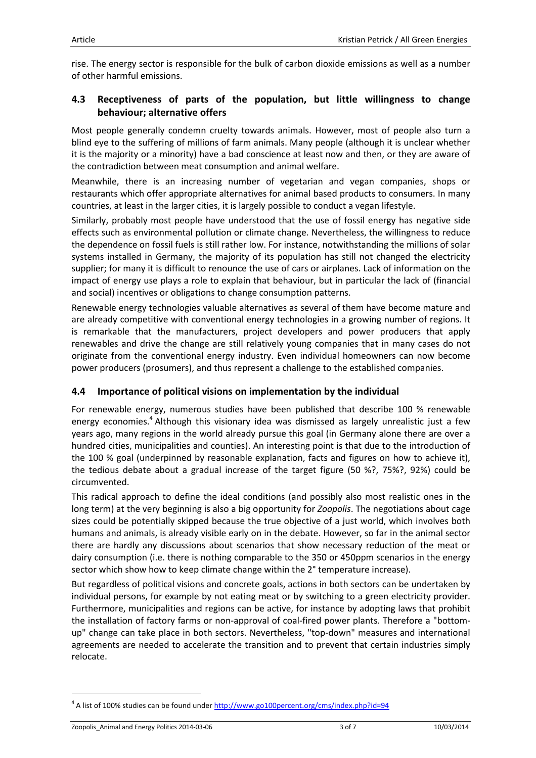rise. The energy sector is responsible for the bulk of carbon dioxide emissions as well as a number of other harmful emissions.

## 4.3 Receptiveness of parts of the population, but little willingness to change behaviour; alternative offers

Most people generally condemn cruelty towards animals. However, most of people also turn a blind eye to the suffering of millions of farm animals. Many people (although it is unclear whether it is the majority or a minority) have a bad conscience at least now and then, or they are aware of the contradiction between meat consumption and animal welfare.

Meanwhile, there is an increasing number of vegetarian and vegan companies, shops or restaurants which offer appropriate alternatives for animal based products to consumers. In many countries, at least in the larger cities, it is largely possible to conduct a vegan lifestyle.

Similarly, probably most people have understood that the use of fossil energy has negative side effects such as environmental pollution or climate change. Nevertheless, the willingness to reduce the dependence on fossil fuels is still rather low. For instance, notwithstanding the millions of solar systems installed in Germany, the majority of its population has still not changed the electricity supplier; for many it is difficult to renounce the use of cars or airplanes. Lack of information on the impact of energy use plays a role to explain that behaviour, but in particular the lack of (financial and social) incentives or obligations to change consumption patterns.

Renewable energy technologies valuable alternatives as several of them have become mature and are already competitive with conventional energy technologies in a growing number of regions. It is remarkable that the manufacturers, project developers and power producers that apply renewables and drive the change are still relatively young companies that in many cases do not originate from the conventional energy industry. Even individual homeowners can now become power producers (prosumers), and thus represent a challenge to the established companies.

## 4.4 Importance of political visions on implementation by the individual

For renewable energy, numerous studies have been published that describe 100 % renewable energy economies.[4] Although this visionary idea was dismissed as largely unrealistic just a few years ago, many regions in the world already pursue this goal (in Germany alone there are over a hundred cities, municipalities and counties). An interesting point is that due to the introduction of the 100 % goal (underpinned by reasonable explanation, facts and figures on how to achieve it), the tedious debate about a gradual increase of the target figure (50 %?, 75%?, 92%) could be circumvented.

This radical approach to define the ideal conditions (and possibly also most realistic ones in the long term) at the very beginning is also a big opportunity for *Zoopolis*. The negotiations about cage sizes could be potentially skipped because the true objective of a just world, which involves both humans and animals, is already visible early on in the debate. However, so far in the animal sector there are hardly any discussions about scenarios that show necessary reduction of the meat or dairy consumption (i.e. there is nothing comparable to the 350 or 450ppm scenarios in the energy sector which show how to keep climate change within the 2° temperature increase).

But regardless of political visions and concrete goals, actions in both sectors can be undertaken by individual persons, for example by not eating meat or by switching to a green electricity provider. Furthermore, municipalities and regions can be active, for instance by adopting laws that prohibit the installation of factory farms or non-approval of coal-fired power plants. Therefore a "bottom-up" change can take place in both sectors. Nevertheless, "top-down" measures and international agreements are needed to accelerate the transition and to prevent that certain industries simply relocate.

---

[4] A list of 100% studies can be found under http://www.go100percent.org/cms/index.php?id=94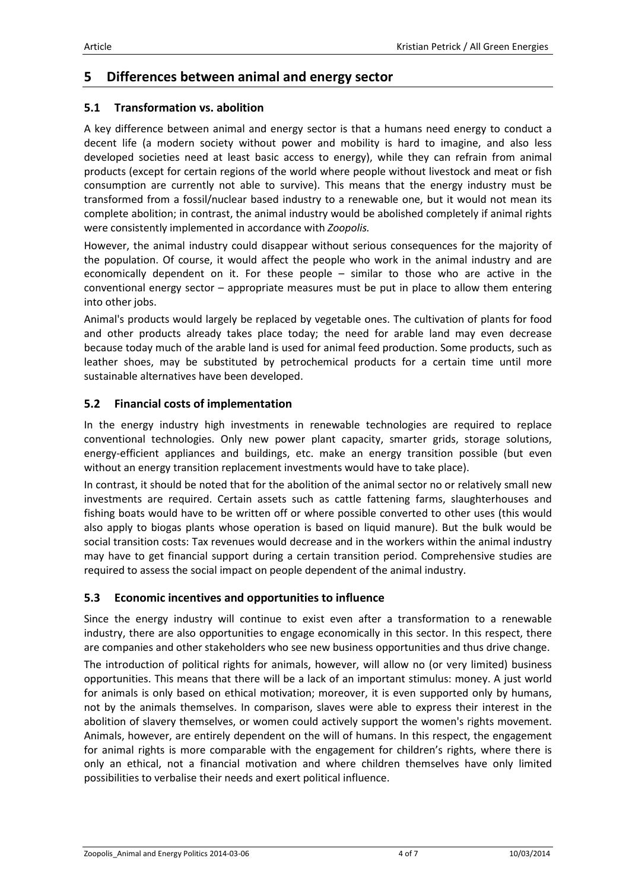## 5 Differences between animal and energy sector

### 5.1 Transformation vs. abolition

A key difference between animal and energy sector is that a humans need energy to conduct a decent life (a modern society without power and mobility is hard to imagine, and also less developed societies need at least basic access to energy), while they can refrain from animal products (except for certain regions of the world where people without livestock and meat or fish consumption are currently not able to survive). This means that the energy industry must be transformed from a fossil/nuclear based industry to a renewable one, but it would not mean its complete abolition; in contrast, the animal industry would be abolished completely if animal rights were consistently implemented in accordance with *Zoopolis.*

However, the animal industry could disappear without serious consequences for the majority of the population. Of course, it would affect the people who work in the animal industry and are economically dependent on it. For these people – similar to those who are active in the conventional energy sector – appropriate measures must be put in place to allow them entering into other jobs.

Animal's products would largely be replaced by vegetable ones. The cultivation of plants for food and other products already takes place today; the need for arable land may even decrease because today much of the arable land is used for animal feed production. Some products, such as leather shoes, may be substituted by petrochemical products for a certain time until more sustainable alternatives have been developed.

### 5.2 Financial costs of implementation

In the energy industry high investments in renewable technologies are required to replace conventional technologies. Only new power plant capacity, smarter grids, storage solutions, energy-efficient appliances and buildings, etc. make an energy transition possible (but even without an energy transition replacement investments would have to take place).

In contrast, it should be noted that for the abolition of the animal sector no or relatively small new investments are required. Certain assets such as cattle fattening farms, slaughterhouses and fishing boats would have to be written off or where possible converted to other uses (this would also apply to biogas plants whose operation is based on liquid manure). But the bulk would be social transition costs: Tax revenues would decrease and in the workers within the animal industry may have to get financial support during a certain transition period. Comprehensive studies are required to assess the social impact on people dependent of the animal industry.

### 5.3 Economic incentives and opportunities to influence

Since the energy industry will continue to exist even after a transformation to a renewable industry, there are also opportunities to engage economically in this sector. In this respect, there are companies and other stakeholders who see new business opportunities and thus drive change.

The introduction of political rights for animals, however, will allow no (or very limited) business opportunities. This means that there will be a lack of an important stimulus: money. A just world for animals is only based on ethical motivation; moreover, it is even supported only by humans, not by the animals themselves. In comparison, slaves were able to express their interest in the abolition of slavery themselves, or women could actively support the women's rights movement. Animals, however, are entirely dependent on the will of humans. In this respect, the engagement for animal rights is more comparable with the engagement for children's rights, where there is only an ethical, not a financial motivation and where children themselves have only limited possibilities to verbalise their needs and exert political influence.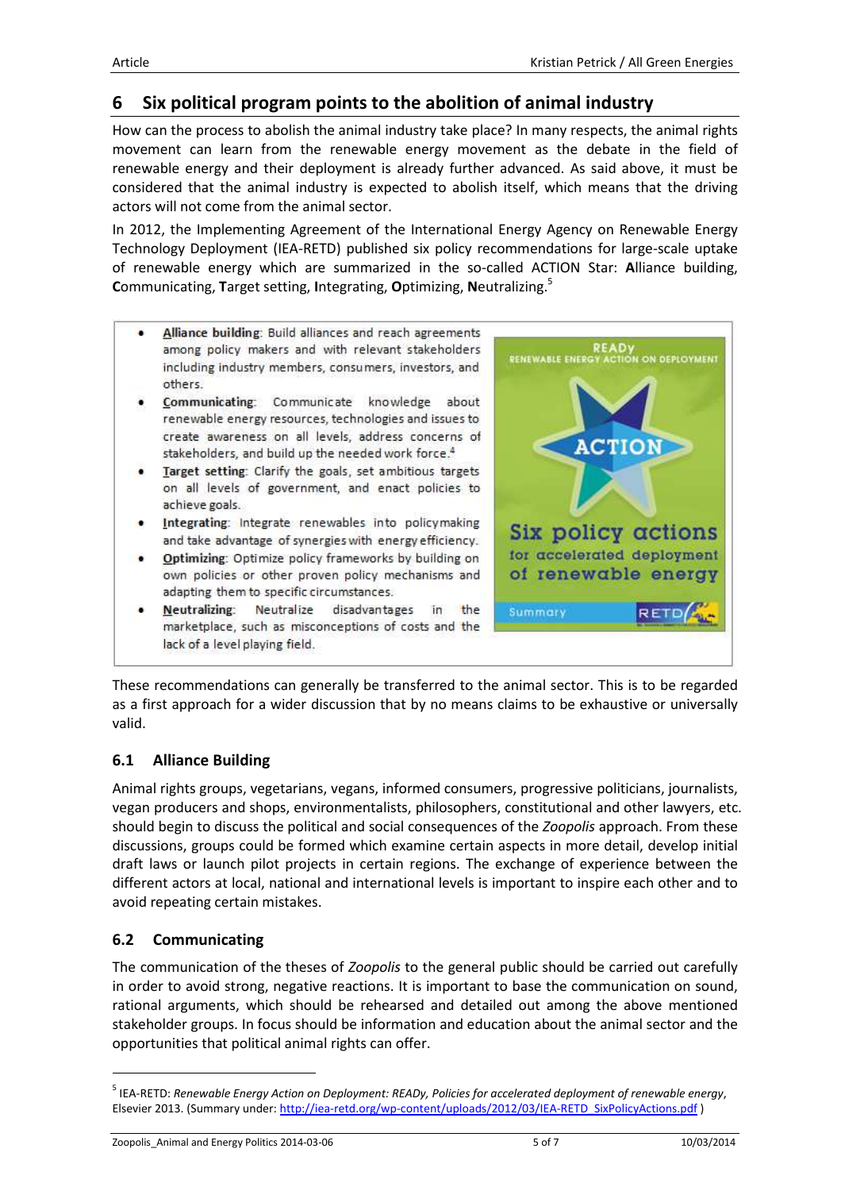## 6 Six political program points to the abolition of animal industry

How can the process to abolish the animal industry take place? In many respects, the animal rights movement can learn from the renewable energy movement as the debate in the field of renewable energy and their deployment is already further advanced. As said above, it must be considered that the animal industry is expected to abolish itself, which means that the driving actors will not come from the animal sector.

In 2012, the Implementing Agreement of the International Energy Agency on Renewable Energy Technology Deployment (IEA-RETD) published six policy recommendations for large-scale uptake of renewable energy which are summarized in the so-called ACTION Star: **A**lliance building, **C**ommunicating, **T**arget setting, **I**ntegrating, **O**ptimizing, **N**eutralizing.[5]

- **A**lliance building: Build alliances and reach agreements among policy makers and with relevant stakeholders including industry members, consumers, investors, and others.
- **C**ommunicating: Communicate knowledge about renewable energy resources, technologies and issues to create awareness on all levels, address concerns of stakeholders, and build up the needed work force.[4]
- **T**arget setting: Clarify the goals, set ambitious targets on all levels of government, and enact policies to achieve goals.
- **I**ntegrating: Integrate renewables into policymaking and take advantage of synergies with energy efficiency.
- **O**ptimizing: Optimize policy frameworks by building on own policies or other proven policy mechanisms and adapting them to specific circumstances.
- **N**eutralizing: Neutralize disadvantages in the marketplace, such as misconceptions of costs and the lack of a level playing field.

READy
RENEWABLE ENERGY ACTION ON DEPLOYMENT
ACTION
Six policy actions for accelerated deployment of renewable energy
Summary
RETD

These recommendations can generally be transferred to the animal sector. This is to be regarded as a first approach for a wider discussion that by no means claims to be exhaustive or universally valid.

### 6.1 Alliance Building

Animal rights groups, vegetarians, vegans, informed consumers, progressive politicians, journalists, vegan producers and shops, environmentalists, philosophers, constitutional and other lawyers, etc. should begin to discuss the political and social consequences of the *Zoopolis* approach. From these discussions, groups could be formed which examine certain aspects in more detail, develop initial draft laws or launch pilot projects in certain regions. The exchange of experience between the different actors at local, national and international levels is important to inspire each other and to avoid repeating certain mistakes.

### 6.2 Communicating

The communication of the theses of *Zoopolis* to the general public should be carried out carefully in order to avoid strong, negative reactions. It is important to base the communication on sound, rational arguments, which should be rehearsed and detailed out among the above mentioned stakeholder groups. In focus should be information and education about the animal sector and the opportunities that political animal rights can offer.

---

[5] IEA-RETD: *Renewable Energy Action on Deployment: READy, Policies for accelerated deployment of renewable energy*, Elsevier 2013. (Summary under: http://iea-retd.org/wp-content/uploads/2012/03/IEA-RETD_SixPolicyActions.pdf )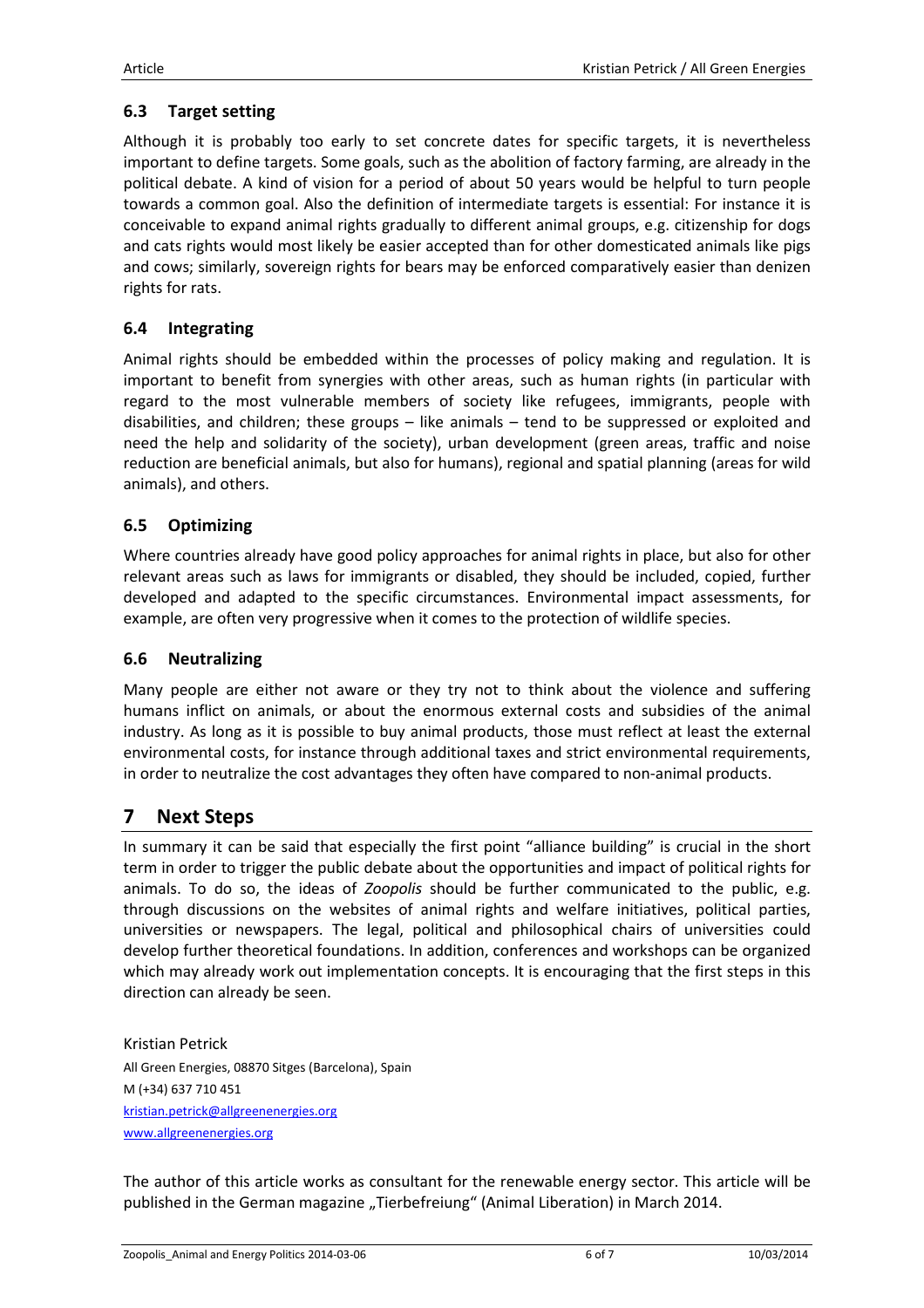### 6.3 Target setting

Although it is probably too early to set concrete dates for specific targets, it is nevertheless important to define targets. Some goals, such as the abolition of factory farming, are already in the political debate. A kind of vision for a period of about 50 years would be helpful to turn people towards a common goal. Also the definition of intermediate targets is essential: For instance it is conceivable to expand animal rights gradually to different animal groups, e.g. citizenship for dogs and cats rights would most likely be easier accepted than for other domesticated animals like pigs and cows; similarly, sovereign rights for bears may be enforced comparatively easier than denizen rights for rats.

### 6.4 Integrating

Animal rights should be embedded within the processes of policy making and regulation. It is important to benefit from synergies with other areas, such as human rights (in particular with regard to the most vulnerable members of society like refugees, immigrants, people with disabilities, and children; these groups – like animals – tend to be suppressed or exploited and need the help and solidarity of the society), urban development (green areas, traffic and noise reduction are beneficial animals, but also for humans), regional and spatial planning (areas for wild animals), and others.

### 6.5 Optimizing

Where countries already have good policy approaches for animal rights in place, but also for other relevant areas such as laws for immigrants or disabled, they should be included, copied, further developed and adapted to the specific circumstances. Environmental impact assessments, for example, are often very progressive when it comes to the protection of wildlife species.

### 6.6 Neutralizing

Many people are either not aware or they try not to think about the violence and suffering humans inflict on animals, or about the enormous external costs and subsidies of the animal industry. As long as it is possible to buy animal products, those must reflect at least the external environmental costs, for instance through additional taxes and strict environmental requirements, in order to neutralize the cost advantages they often have compared to non-animal products.

## 7 Next Steps

In summary it can be said that especially the first point "alliance building" is crucial in the short term in order to trigger the public debate about the opportunities and impact of political rights for animals. To do so, the ideas of *Zoopolis* should be further communicated to the public, e.g. through discussions on the websites of animal rights and welfare initiatives, political parties, universities or newspapers. The legal, political and philosophical chairs of universities could develop further theoretical foundations. In addition, conferences and workshops can be organized which may already work out implementation concepts. It is encouraging that the first steps in this direction can already be seen.

Kristian Petrick
All Green Energies, 08870 Sitges (Barcelona), Spain
M (+34) 637 710 451
kristian.petrick@allgreenenergies.org
www.allgreenenergies.org

The author of this article works as consultant for the renewable energy sector. This article will be published in the German magazine „Tierbefreiung" (Animal Liberation) in March 2014.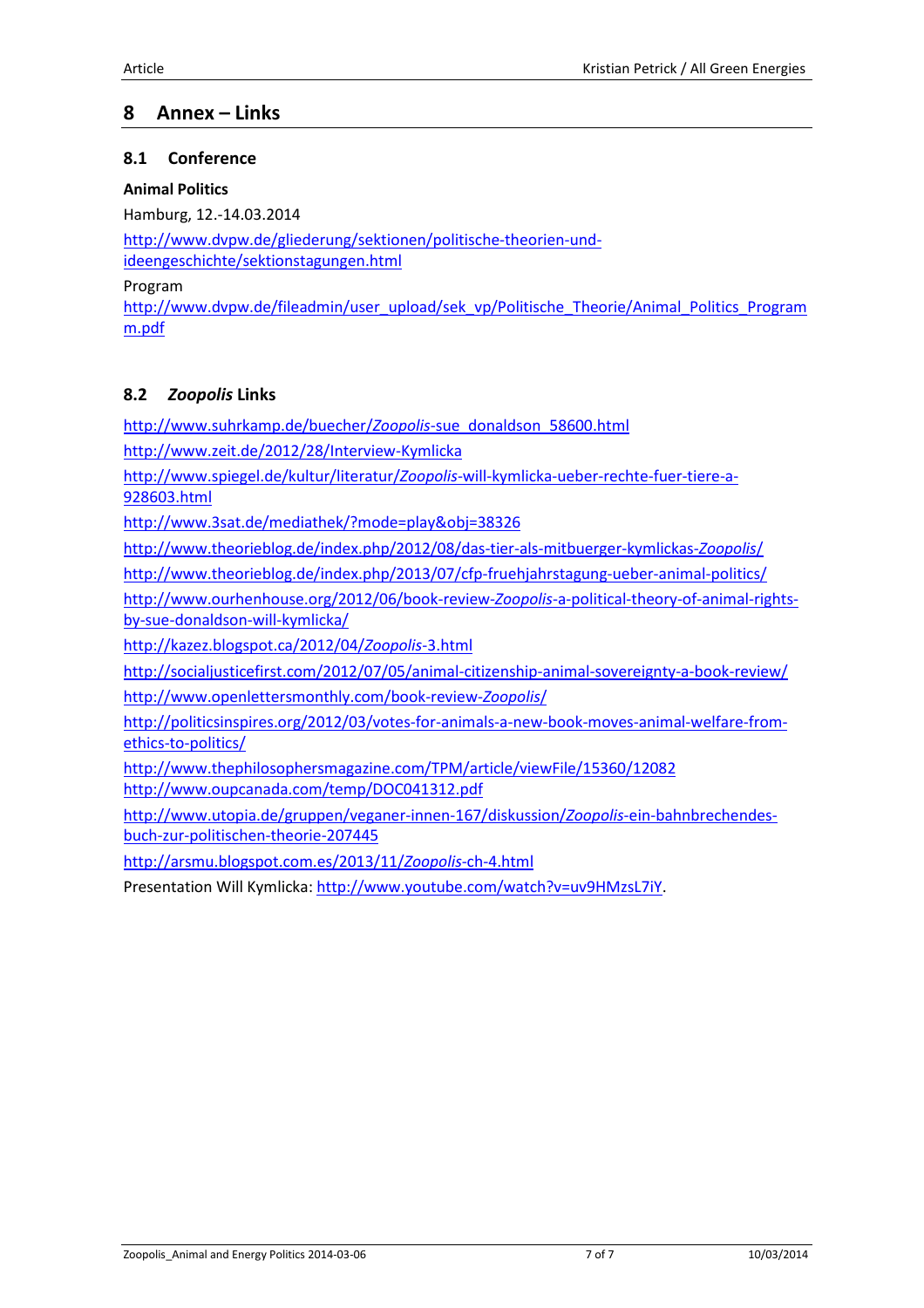# 8 Annex – Links

## 8.1 Conference

**Animal Politics**

Hamburg, 12.-14.03.2014

http://www.dvpw.de/gliederung/sektionen/politische-theorien-und-ideengeschichte/sektionstagungen.html

Program
http://www.dvpw.de/fileadmin/user_upload/sek_vp/Politische_Theorie/Animal_Politics_Programm.pdf

## 8.2 *Zoopolis* Links

http://www.suhrkamp.de/buecher/*Zoopolis*-sue_donaldson_58600.html

http://www.zeit.de/2012/28/Interview-Kymlicka

http://www.spiegel.de/kultur/literatur/*Zoopolis*-will-kymlicka-ueber-rechte-fuer-tiere-a-928603.html

http://www.3sat.de/mediathek/?mode=play&obj=38326

http://www.theorieblog.de/index.php/2012/08/das-tier-als-mitbuerger-kymlickas-*Zoopolis*/

http://www.theorieblog.de/index.php/2013/07/cfp-fruehjahrstagung-ueber-animal-politics/

http://www.ourhenhouse.org/2012/06/book-review-*Zoopolis*-a-political-theory-of-animal-rights-by-sue-donaldson-will-kymlicka/

http://kazez.blogspot.ca/2012/04/*Zoopolis*-3.html

http://socialjusticefirst.com/2012/07/05/animal-citizenship-animal-sovereignty-a-book-review/

http://www.openlettersmonthly.com/book-review-*Zoopolis*/

http://politicsinspires.org/2012/03/votes-for-animals-a-new-book-moves-animal-welfare-from-ethics-to-politics/

http://www.thephilosophersmagazine.com/TPM/article/viewFile/15360/12082
http://www.oupcanada.com/temp/DOC041312.pdf

http://www.utopia.de/gruppen/veganer-innen-167/diskussion/*Zoopolis*-ein-bahnbrechendes-buch-zur-politischen-theorie-207445

http://arsmu.blogspot.com.es/2013/11/*Zoopolis*-ch-4.html

Presentation Will Kymlicka: http://www.youtube.com/watch?v=uv9HMzsL7iY.